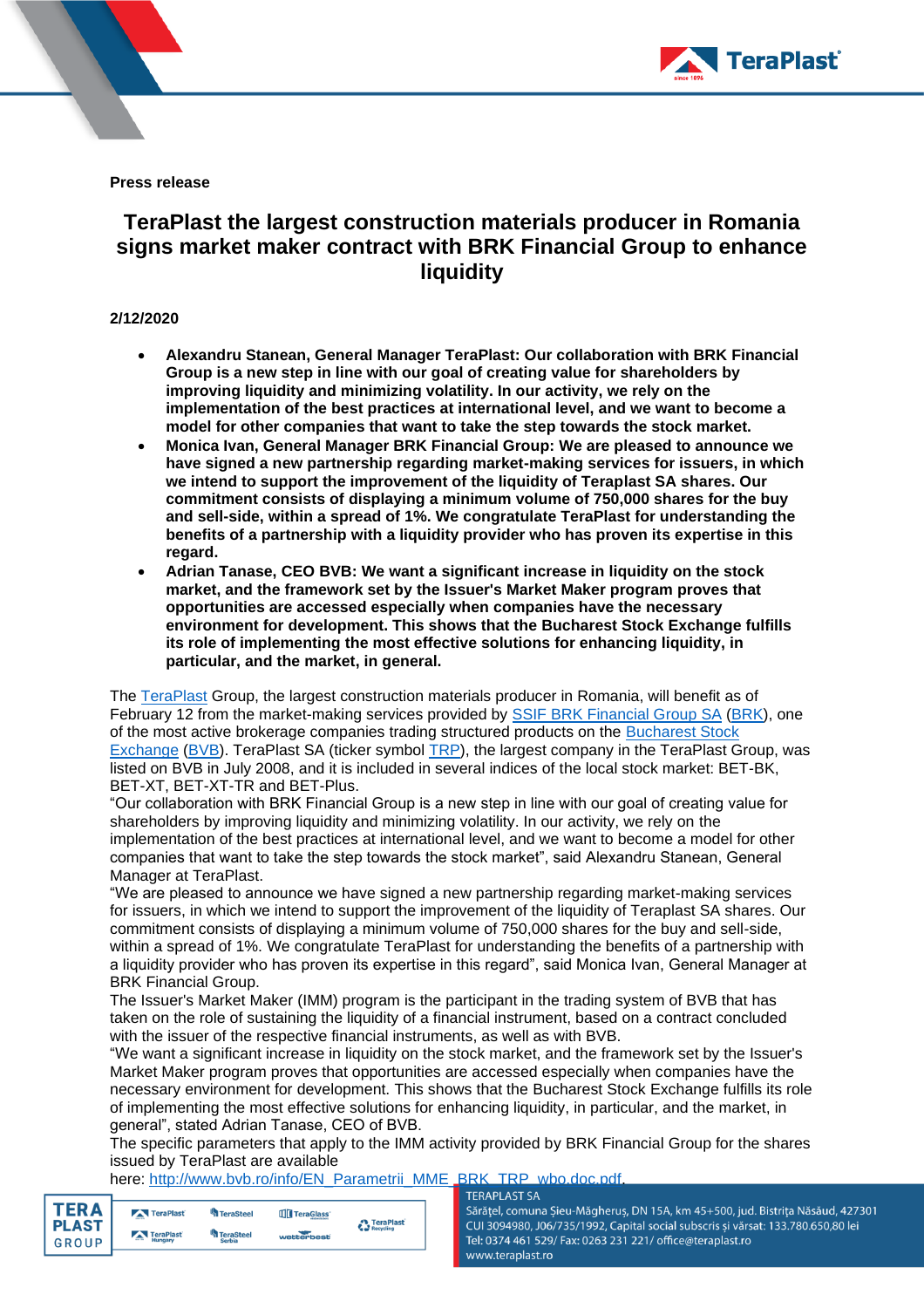**Press release**

# TeraPlast the largest construction materials producer in Romania signs market maker contract with BRK Financial Group to enhance liquidity

**2/12/2020**

- **Alexandru Stanean, General Manager TeraPlast: Our collaboration with BRK Financial Group is a new step in line with our goal of creating value for shareholders by improving liquidity and minimizing volatility. In our activity, we rely on the implementation of the best practices at international level, and we want to become a model for other companies that want to take the step towards the stock market.**
- **Monica Ivan, General Manager BRK Financial Group: We are pleased to announce we have signed a new partnership regarding market-making services for issuers, in which we intend to support the improvement of the liquidity of Teraplast SA shares. Our commitment consists of displaying a minimum volume of 750,000 shares for the buy and sell-side, within a spread of 1%. We congratulate TeraPlast for understanding the benefits of a partnership with a liquidity provider who has proven its expertise in this regard.**
- **Adrian Tanase, CEO BVB: We want a significant increase in liquidity on the stock market, and the framework set by the Issuer's Market Maker program proves that opportunities are accessed especially when companies have the necessary environment for development. This shows that the Bucharest Stock Exchange fulfills its role of implementing the most effective solutions for enhancing liquidity, in particular, and the market, in general.**

The TeraPlast Group, the largest construction materials producer in Romania, will benefit as of February 12 from the market-making services provided by SSIF BRK Financial Group SA (BRK), one of the most active brokerage companies trading structured products on the Bucharest Stock Exchange (BVB). TeraPlast SA (ticker symbol TRP), the largest company in the TeraPlast Group, was listed on BVB in July 2008, and it is included in several indices of the local stock market: BET-BK, BET-XT, BET-XT-TR and BET-Plus.

"Our collaboration with BRK Financial Group is a new step in line with our goal of creating value for shareholders by improving liquidity and minimizing volatility. In our activity, we rely on the implementation of the best practices at international level, and we want to become a model for other companies that want to take the step towards the stock market", said Alexandru Stanean, General Manager at TeraPlast.

"We are pleased to announce we have signed a new partnership regarding market-making services for issuers, in which we intend to support the improvement of the liquidity of Teraplast SA shares. Our commitment consists of displaying a minimum volume of 750,000 shares for the buy and sell-side, within a spread of 1%. We congratulate TeraPlast for understanding the benefits of a partnership with a liquidity provider who has proven its expertise in this regard", said Monica Ivan, General Manager at BRK Financial Group.

The Issuer's Market Maker (IMM) program is the participant in the trading system of BVB that has taken on the role of sustaining the liquidity of a financial instrument, based on a contract concluded with the issuer of the respective financial instruments, as well as with BVB.

"We want a significant increase in liquidity on the stock market, and the framework set by the Issuer's Market Maker program proves that opportunities are accessed especially when companies have the necessary environment for development. This shows that the Bucharest Stock Exchange fulfills its role of implementing the most effective solutions for enhancing liquidity, in particular, and the market, in general", stated Adrian Tanase, CEO of BVB.

The specific parameters that apply to the IMM activity provided by BRK Financial Group for the shares issued by TeraPlast are available here: http://www.bvb.ro/info/EN_Parametrii_MME_BRK_TRP_wbo.doc.pdf.

TERAPLAST SA
Sărățel, comuna Șieu-Măgheruș, DN 15A, km 45+500, jud. Bistrița Năsăud, 427301
CUI 3094980, J06/735/1992, Capital social subscris și vărsat: 133.780.650,80 lei
Tel: 0374 461 529/ Fax: 0263 231 221/ office@teraplast.ro
www.teraplast.ro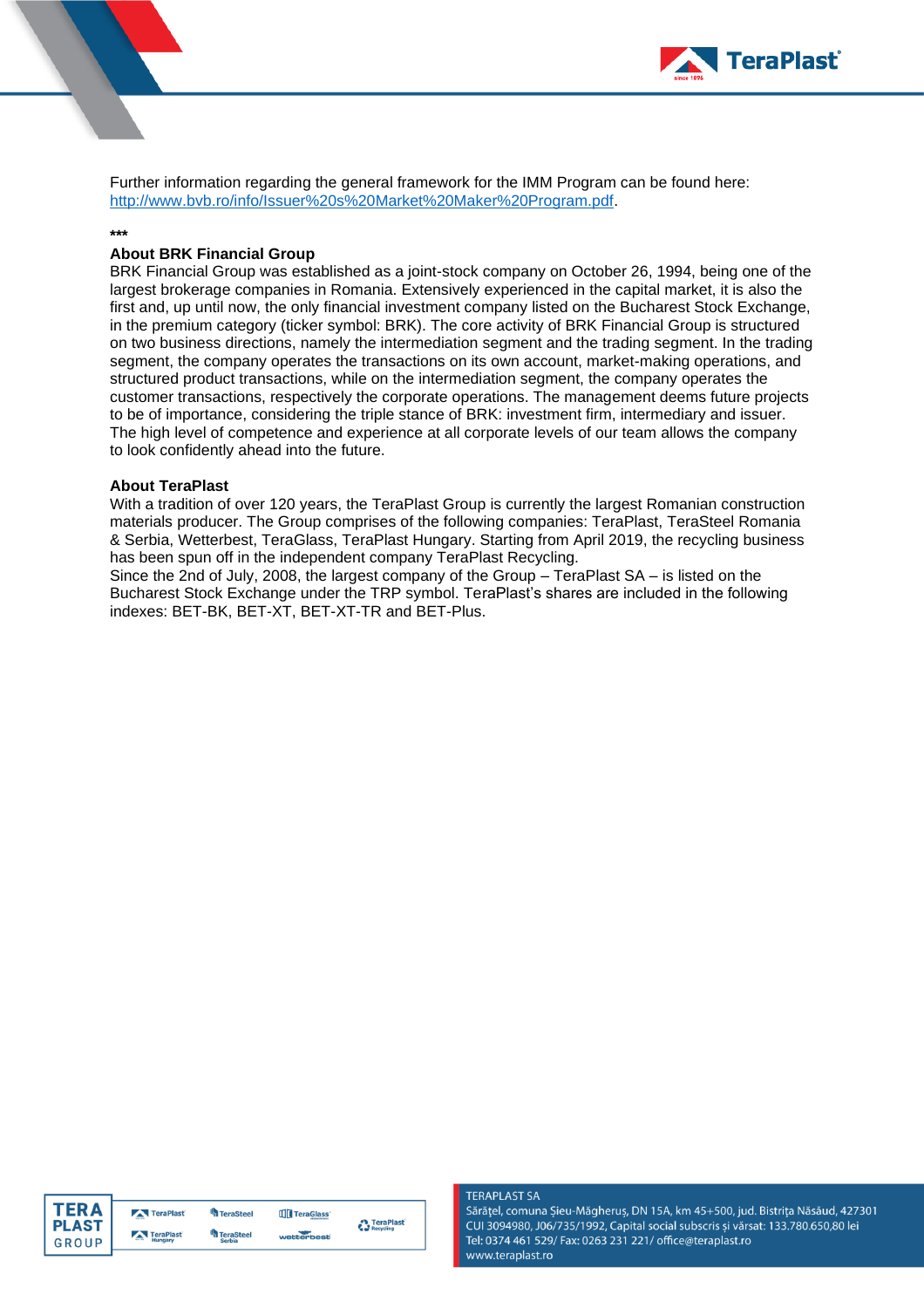Further information regarding the general framework for the IMM Program can be found here: [http://www.bvb.ro/info/Issuer%20s%20Market%20Maker%20Program.pdf](http://www.bvb.ro/info/Issuer%20s%20Market%20Maker%20Program.pdf).

***

**About BRK Financial Group**

BRK Financial Group was established as a joint-stock company on October 26, 1994, being one of the largest brokerage companies in Romania. Extensively experienced in the capital market, it is also the first and, up until now, the only financial investment company listed on the Bucharest Stock Exchange, in the premium category (ticker symbol: BRK). The core activity of BRK Financial Group is structured on two business directions, namely the intermediation segment and the trading segment. In the trading segment, the company operates the transactions on its own account, market-making operations, and structured product transactions, while on the intermediation segment, the company operates the customer transactions, respectively the corporate operations. The management deems future projects to be of importance, considering the triple stance of BRK: investment firm, intermediary and issuer. The high level of competence and experience at all corporate levels of our team allows the company to look confidently ahead into the future.

**About TeraPlast**

With a tradition of over 120 years, the TeraPlast Group is currently the largest Romanian construction materials producer. The Group comprises of the following companies: TeraPlast, TeraSteel Romania & Serbia, Wetterbest, TeraGlass, TeraPlast Hungary. Starting from April 2019, the recycling business has been spun off in the independent company TeraPlast Recycling.

Since the 2nd of July, 2008, the largest company of the Group – TeraPlast SA – is listed on the Bucharest Stock Exchange under the TRP symbol. TeraPlast's shares are included in the following indexes: BET-BK, BET-XT, BET-XT-TR and BET-Plus.

TERAPLAST SA
Sărățel, comuna Șieu-Măgheruș, DN 15A, km 45+500, jud. Bistrița Năsăud, 427301
CUI 3094980, J06/735/1992, Capital social subscris și vărsat: 133.780.650,80 lei
Tel: 0374 461 529/ Fax: 0263 231 221/ office@teraplast.ro
www.teraplast.ro